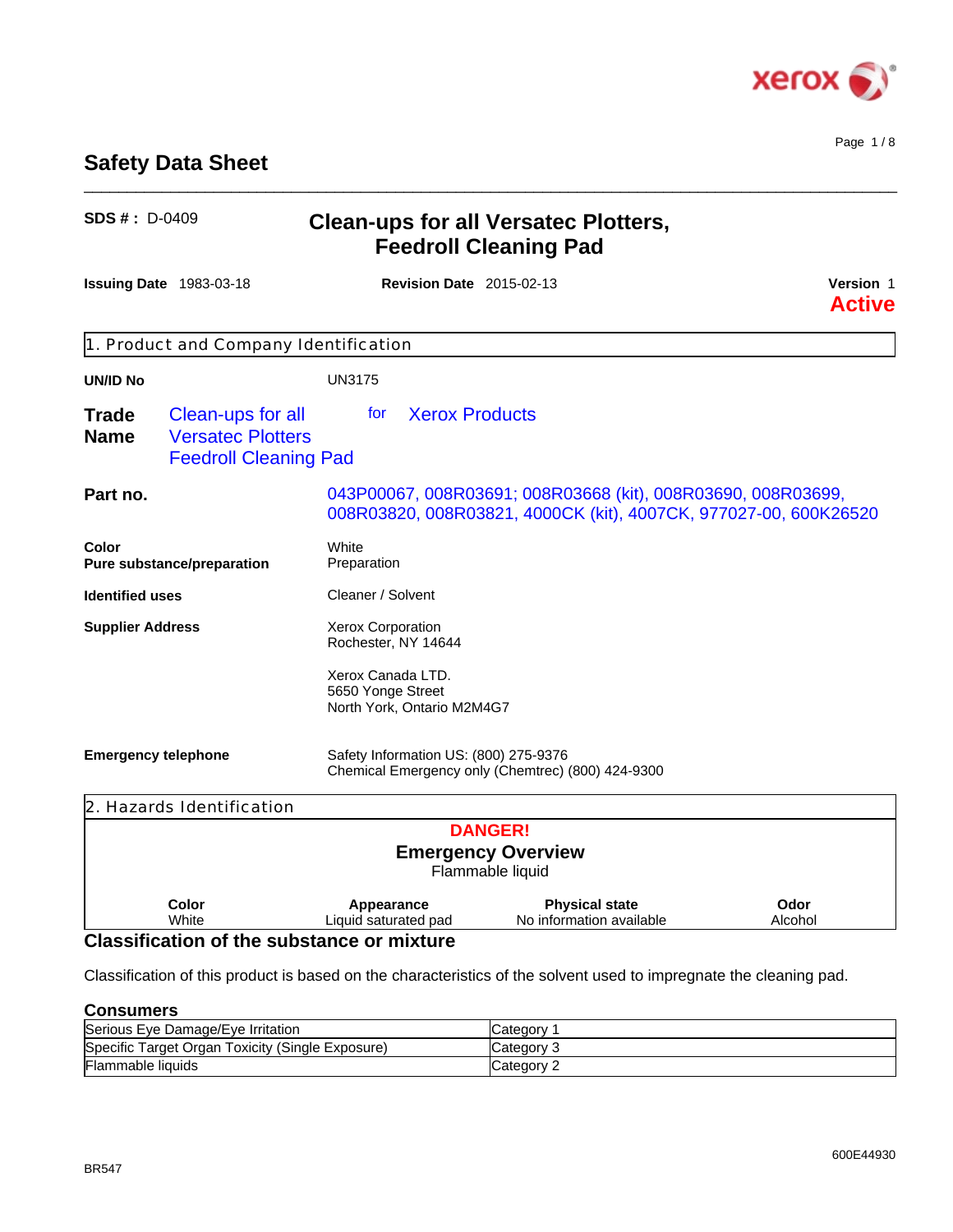# Safety Data Sheet

**SDS # :** D-0409

## Clean-ups for all Versatec Plotters, Feedroll Cleaning Pad

**Issuing Date** 1983-03-18 **Revision Date** 2015-02-13 **Version** 1

**Active**

## 1. Product and Company Identification

**UN/ID No** UN3175

**Trade Name** Clean-ups for all Versatec Plotters Feedroll Cleaning Pad for Xerox Products

**Part no.** 043P00067, 008R03691; 008R03668 (kit), 008R03690, 008R03699, 008R03820, 008R03821, 4000CK (kit), 4007CK, 977027-00, 600K26520

**Color** White

**Pure substance/preparation** Preparation

**Identified uses** Cleaner / Solvent

**Supplier Address**

Xerox Corporation
Rochester, NY 14644

Xerox Canada LTD.
5650 Yonge Street
North York, Ontario M2M4G7

**Emergency telephone**

Safety Information US: (800) 275-9376
Chemical Emergency only (Chemtrec) (800) 424-9300

## 2. Hazards Identification

**DANGER!**

**Emergency Overview**

Flammable liquid

| Color | Appearance | Physical state | Odor |
|---|---|---|---|
| White | Liquid saturated pad | No information available | Alcohol |

### Classification of the substance or mixture

Classification of this product is based on the characteristics of the solvent used to impregnate the cleaning pad.

#### Consumers

| Hazard | Category |
|---|---|
| Serious Eye Damage/Eye Irritation | Category 1 |
| Specific Target Organ Toxicity (Single Exposure) | Category 3 |
| Flammable liquids | Category 2 |

BR547

600E44930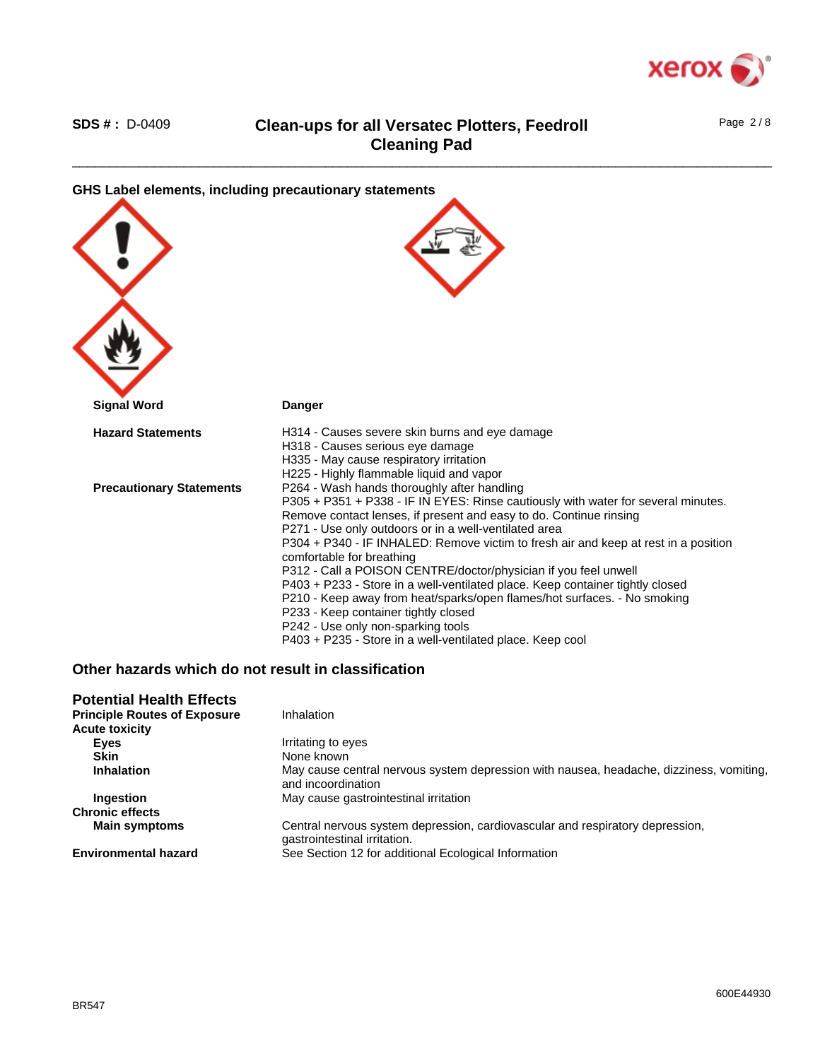## GHS Label elements, including precautionary statements

| | |
|---|---|
| **Signal Word** | **Danger** |
| **Hazard Statements** | H314 - Causes severe skin burns and eye damage<br>H318 - Causes serious eye damage<br>H335 - May cause respiratory irritation<br>H225 - Highly flammable liquid and vapor |
| **Precautionary Statements** | P264 - Wash hands thoroughly after handling<br>P305 + P351 + P338 - IF IN EYES: Rinse cautiously with water for several minutes. Remove contact lenses, if present and easy to do. Continue rinsing<br>P271 - Use only outdoors or in a well-ventilated area<br>P304 + P340 - IF INHALED: Remove victim to fresh air and keep at rest in a position comfortable for breathing<br>P312 - Call a POISON CENTRE/doctor/physician if you feel unwell<br>P403 + P233 - Store in a well-ventilated place. Keep container tightly closed<br>P210 - Keep away from heat/sparks/open flames/hot surfaces. - No smoking<br>P233 - Keep container tightly closed<br>P242 - Use only non-sparking tools<br>P403 + P235 - Store in a well-ventilated place. Keep cool |

## Other hazards which do not result in classification

## Potential Health Effects

| | |
|---|---|
| **Principle Routes of Exposure** | Inhalation |
| **Acute toxicity** | |
| **Eyes** | Irritating to eyes |
| **Skin** | None known |
| **Inhalation** | May cause central nervous system depression with nausea, headache, dizziness, vomiting, and incoordination |
| **Ingestion** | May cause gastrointestinal irritation |
| **Chronic effects** | |
| **Main symptoms** | Central nervous system depression, cardiovascular and respiratory depression, gastrointestinal irritation. |
| **Environmental hazard** | See Section 12 for additional Ecological Information |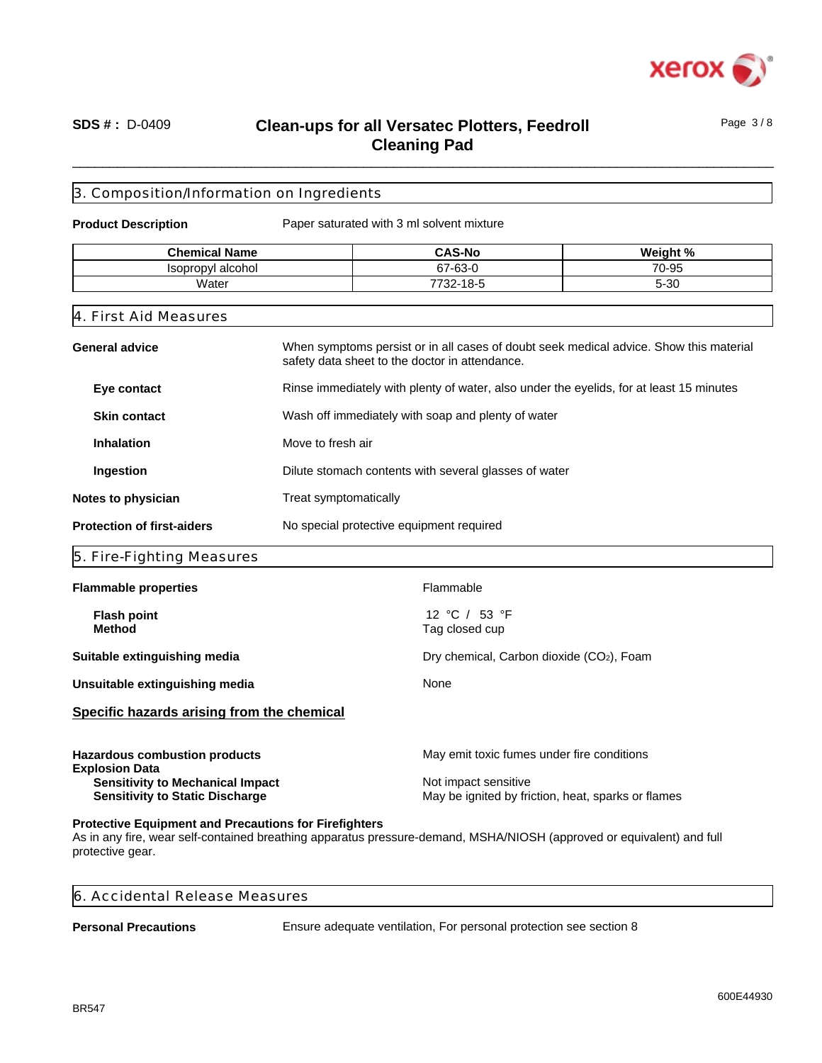## 3. Composition/Information on Ingredients

**Product Description** Paper saturated with 3 ml solvent mixture

| Chemical Name | CAS-No | Weight % |
|---|---|---|
| Isopropyl alcohol | 67-63-0 | 70-95 |
| Water | 7732-18-5 | 5-30 |

## 4. First Aid Measures

**General advice** When symptoms persist or in all cases of doubt seek medical advice. Show this material safety data sheet to the doctor in attendance.

**Eye contact** Rinse immediately with plenty of water, also under the eyelids, for at least 15 minutes

**Skin contact** Wash off immediately with soap and plenty of water

**Inhalation** Move to fresh air

**Ingestion** Dilute stomach contents with several glasses of water

**Notes to physician** Treat symptomatically

**Protection of first-aiders** No special protective equipment required

## 5. Fire-Fighting Measures

**Flammable properties** Flammable

**Flash point** 12 °C / 53 °F
**Method** Tag closed cup

**Suitable extinguishing media** Dry chemical, Carbon dioxide ($CO_2$), Foam

**Unsuitable extinguishing media** None

**Specific hazards arising from the chemical**

**Hazardous combustion products** May emit toxic fumes under fire conditions

**Explosion Data**
**Sensitivity to Mechanical Impact** Not impact sensitive
**Sensitivity to Static Discharge** May be ignited by friction, heat, sparks or flames

**Protective Equipment and Precautions for Firefighters**
As in any fire, wear self-contained breathing apparatus pressure-demand, MSHA/NIOSH (approved or equivalent) and full protective gear.

## 6. Accidental Release Measures

**Personal Precautions** Ensure adequate ventilation, For personal protection see section 8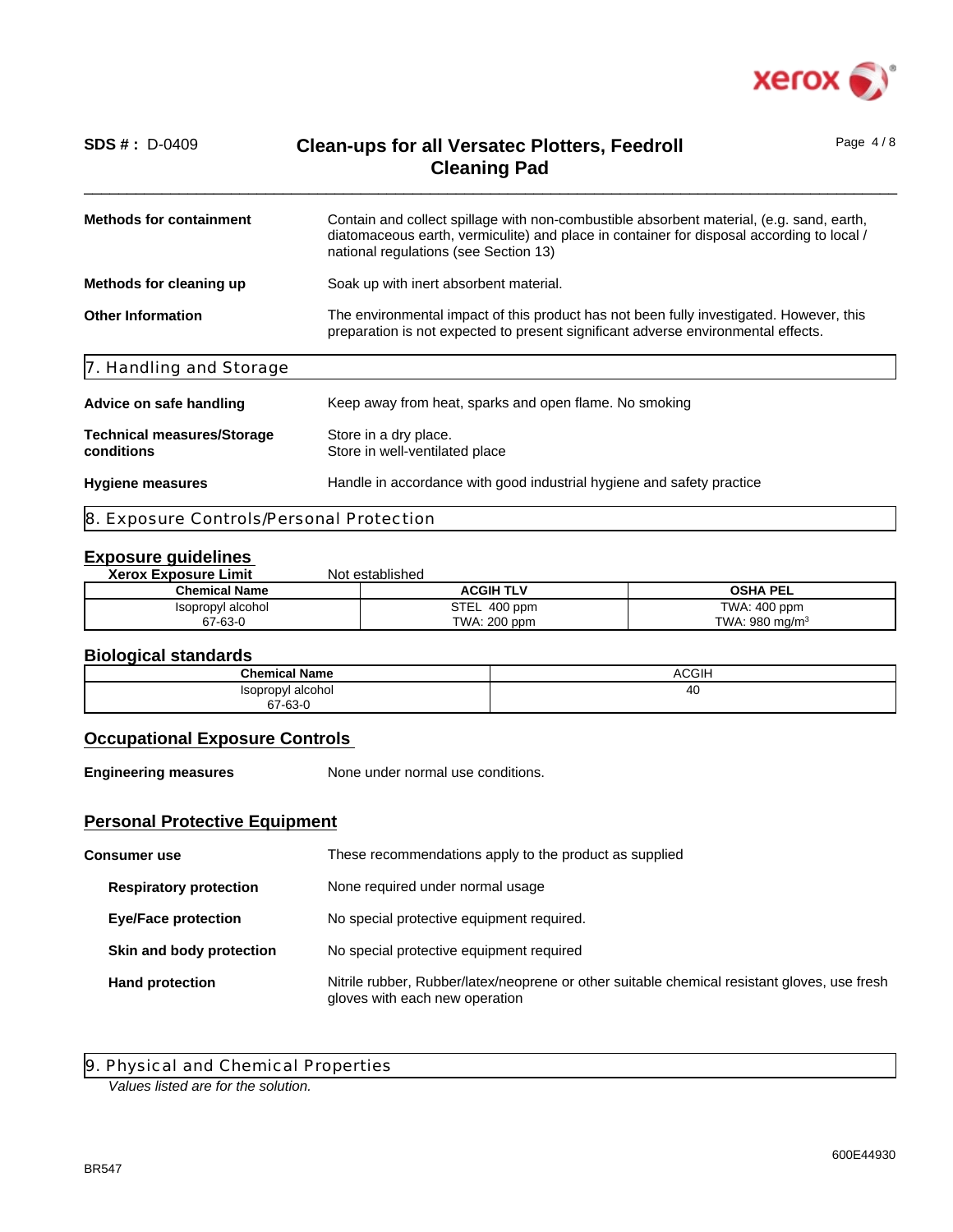| | |
|---|---|
| **Methods for containment** | Contain and collect spillage with non-combustible absorbent material, (e.g. sand, earth, diatomaceous earth, vermiculite) and place in container for disposal according to local / national regulations (see Section 13) |
| **Methods for cleaning up** | Soak up with inert absorbent material. |
| **Other Information** | The environmental impact of this product has not been fully investigated. However, this preparation is not expected to present significant adverse environmental effects. |

## 7. Handling and Storage

| | |
|---|---|
| **Advice on safe handling** | Keep away from heat, sparks and open flame. No smoking |
| **Technical measures/Storage conditions** | Store in a dry place.<br>Store in well-ventilated place |
| **Hygiene measures** | Handle in accordance with good industrial hygiene and safety practice |

## 8. Exposure Controls/Personal Protection

### Exposure guidelines

**Xerox Exposure Limit** Not established

| Chemical Name | ACGIH TLV | OSHA PEL |
|---|---|---|
| Isopropyl alcohol<br>67-63-0 | STEL 400 ppm<br>TWA: 200 ppm | TWA: 400 ppm<br>TWA: 980 mg/m$^3$ |

### Biological standards

| Chemical Name | ACGIH |
|---|---|
| Isopropyl alcohol<br>67-63-0 | 40 |

### Occupational Exposure Controls

**Engineering measures** None under normal use conditions.

### Personal Protective Equipment

**Consumer use** These recommendations apply to the product as supplied

| | |
|---|---|
| **Respiratory protection** | None required under normal usage |
| **Eye/Face protection** | No special protective equipment required. |
| **Skin and body protection** | No special protective equipment required |
| **Hand protection** | Nitrile rubber, Rubber/latex/neoprene or other suitable chemical resistant gloves, use fresh gloves with each new operation |

## 9. Physical and Chemical Properties

*Values listed are for the solution.*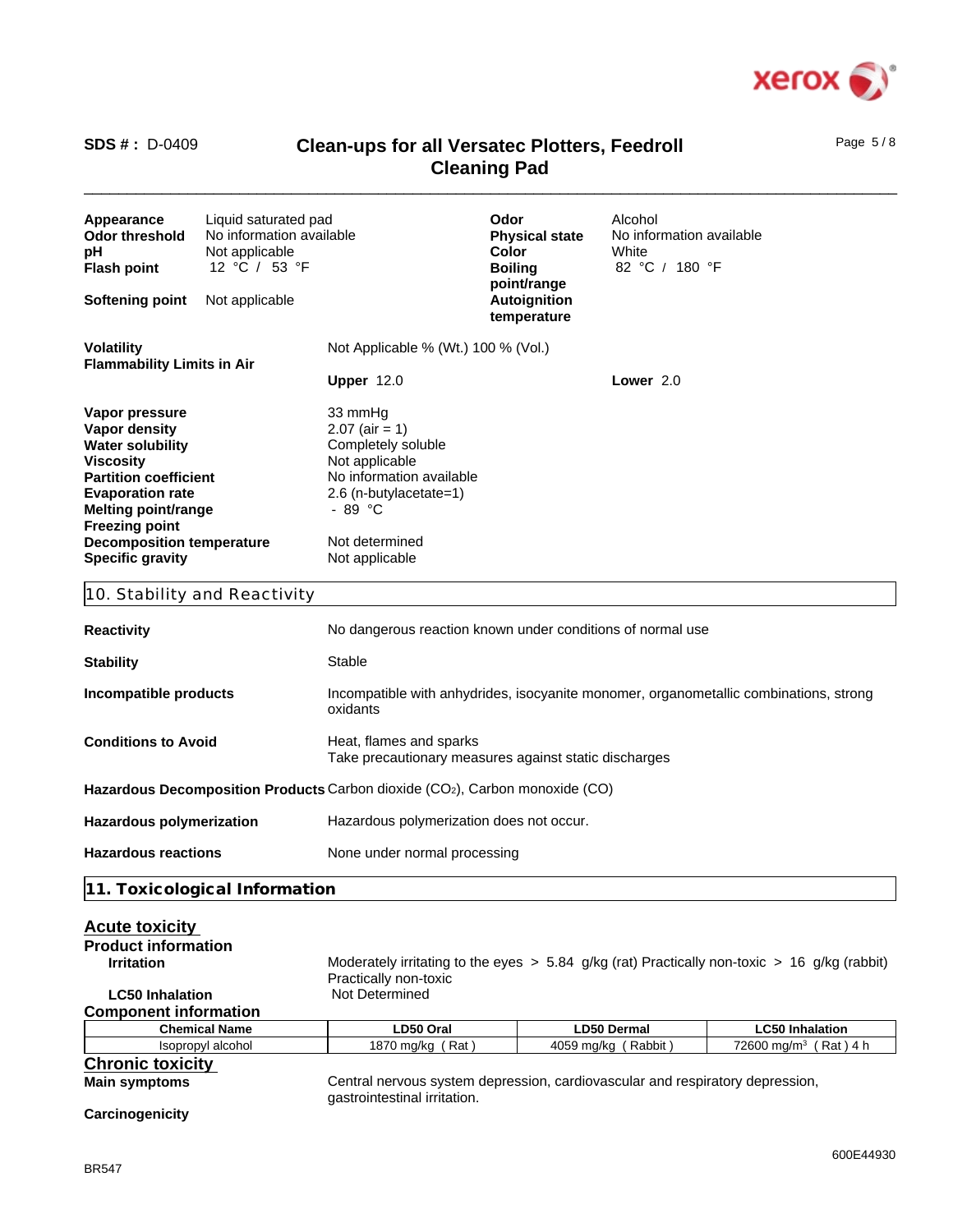| | | | |
|---|---|---|---|
| **Appearance** | Liquid saturated pad | **Odor** | Alcohol |
| **Odor threshold** | No information available | **Physical state** | No information available |
| **pH** | Not applicable | **Color** | White |
| **Flash point** | 12 °C / 53 °F | **Boiling point/range** | 82 °C / 180 °F |
| **Softening point** | Not applicable | **Autoignition temperature** | |

| | | |
|---|---|---|
| **Volatility** | Not Applicable % (Wt.) 100 % (Vol.) | |
| **Flammability Limits in Air** | **Upper** 12.0 | **Lower** 2.0 |

| | |
|---|---|
| **Vapor pressure** | 33 mmHg |
| **Vapor density** | 2.07 (air = 1) |
| **Water solubility** | Completely soluble |
| **Viscosity** | Not applicable |
| **Partition coefficient** | No information available |
| **Evaporation rate** | 2.6 (n-butylacetate=1) |
| **Melting point/range** | - 89 °C |
| **Freezing point** | |
| **Decomposition temperature** | Not determined |
| **Specific gravity** | Not applicable |

## 10. Stability and Reactivity

| | |
|---|---|
| **Reactivity** | No dangerous reaction known under conditions of normal use |
| **Stability** | Stable |
| **Incompatible products** | Incompatible with anhydrides, isocyanite monomer, organometallic combinations, strong oxidants |
| **Conditions to Avoid** | Heat, flames and sparks<br>Take precautionary measures against static discharges |
| **Hazardous Decomposition Products** | Carbon dioxide ($CO_2$), Carbon monoxide (CO) |
| **Hazardous polymerization** | Hazardous polymerization does not occur. |
| **Hazardous reactions** | None under normal processing |

## 11. Toxicological Information

### Acute toxicity

**Product information**

| | |
|---|---|
| **Irritation** | Moderately irritating to the eyes > 5.84 g/kg (rat) Practically non-toxic > 16 g/kg (rabbit) Practically non-toxic |
| **LC50 Inhalation** | Not Determined |

**Component information**

| Chemical Name | LD50 Oral | LD50 Dermal | LC50 Inhalation |
|---|---|---|---|
| Isopropyl alcohol | 1870 mg/kg ( Rat ) | 4059 mg/kg ( Rabbit ) | 72600 mg/m$^3$ ( Rat ) 4 h |

### Chronic toxicity

| | |
|---|---|
| **Main symptoms** | Central nervous system depression, cardiovascular and respiratory depression, gastrointestinal irritation. |
| **Carcinogenicity** | |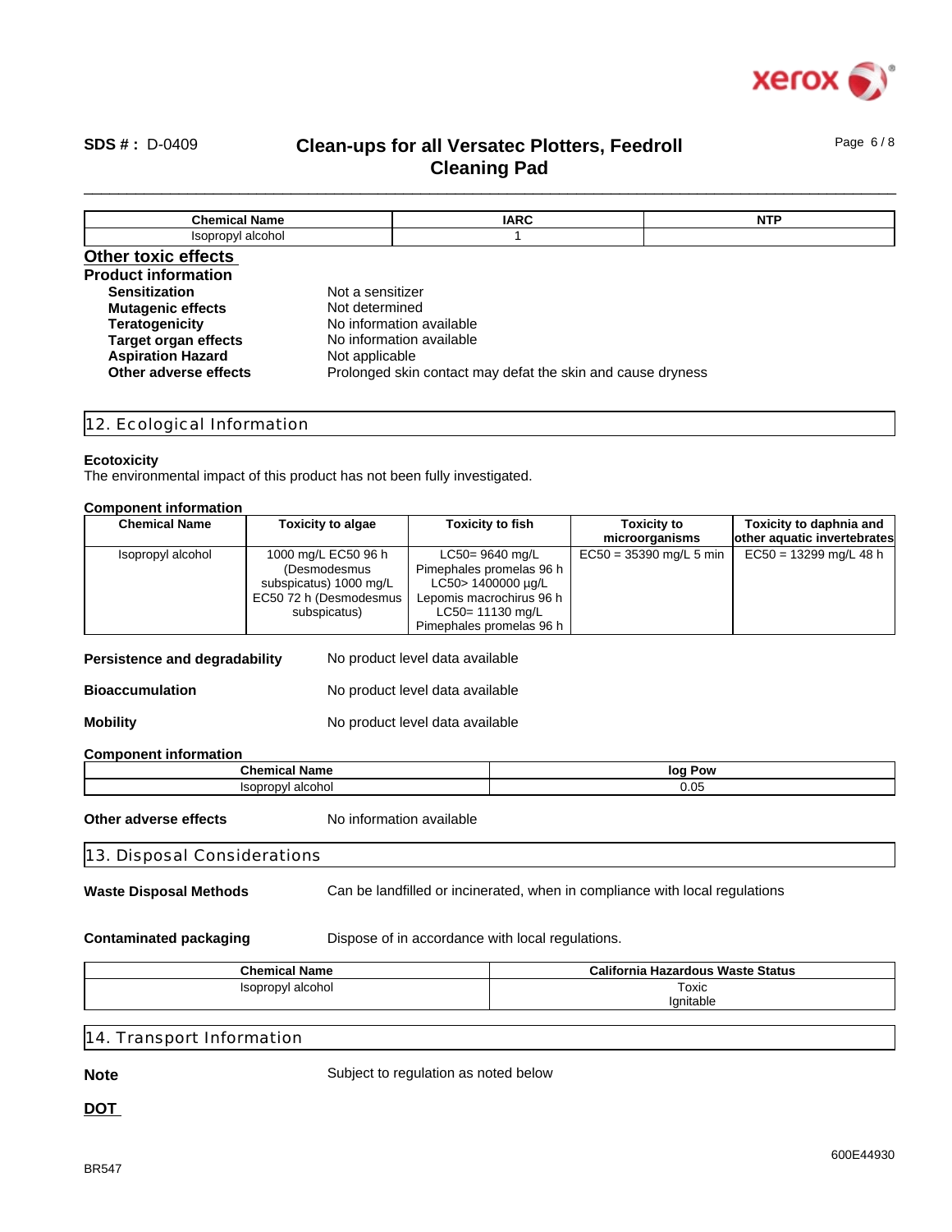| Chemical Name | IARC | NTP |
|---|---|---|
| Isopropyl alcohol | 1 | |

## Other toxic effects

### Product information

| | |
|---|---|
| **Sensitization** | Not a sensitizer |
| **Mutagenic effects** | Not determined |
| **Teratogenicity** | No information available |
| **Target organ effects** | No information available |
| **Aspiration Hazard** | Not applicable |
| **Other adverse effects** | Prolonged skin contact may defat the skin and cause dryness |

## 12. Ecological Information

**Ecotoxicity**

The environmental impact of this product has not been fully investigated.

**Component information**

| Chemical Name | Toxicity to algae | Toxicity to fish | Toxicity to microorganisms | Toxicity to daphnia and other aquatic invertebrates |
|---|---|---|---|---|
| Isopropyl alcohol | 1000 mg/L EC50 96 h (Desmodesmus subspicatus) 1000 mg/L EC50 72 h (Desmodesmus subspicatus) | LC50= 9640 mg/L Pimephales promelas 96 h LC50> 1400000 µg/L Lepomis macrochirus 96 h LC50= 11130 mg/L Pimephales promelas 96 h | EC50 = 35390 mg/L 5 min | EC50 = 13299 mg/L 48 h |

**Persistence and degradability** No product level data available

**Bioaccumulation** No product level data available

**Mobility** No product level data available

**Component information**

| Chemical Name | log Pow |
|---|---|
| Isopropyl alcohol | 0.05 |

**Other adverse effects** No information available

## 13. Disposal Considerations

**Waste Disposal Methods** Can be landfilled or incinerated, when in compliance with local regulations

**Contaminated packaging** Dispose of in accordance with local regulations.

| Chemical Name | California Hazardous Waste Status |
|---|---|
| Isopropyl alcohol | Toxic Ignitable |

## 14. Transport Information

**Note** Subject to regulation as noted below

**DOT**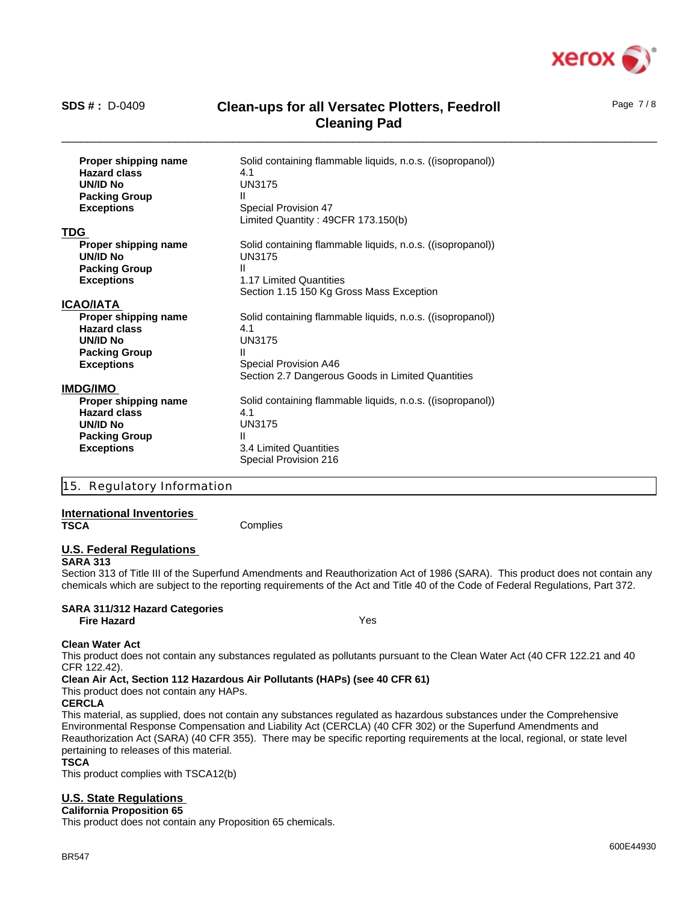| | |
|---|---|
| **Proper shipping name** | Solid containing flammable liquids, n.o.s. ((isopropanol)) |
| **Hazard class** | 4.1 |
| **UN/ID No** | UN3175 |
| **Packing Group** | II |
| **Exceptions** | Special Provision 47<br>Limited Quantity : 49CFR 173.150(b) |

**TDG**

| | |
|---|---|
| **Proper shipping name** | Solid containing flammable liquids, n.o.s. ((isopropanol)) |
| **UN/ID No** | UN3175 |
| **Packing Group** | II |
| **Exceptions** | 1.17 Limited Quantities<br>Section 1.15 150 Kg Gross Mass Exception |

**ICAO/IATA**

| | |
|---|---|
| **Proper shipping name** | Solid containing flammable liquids, n.o.s. ((isopropanol)) |
| **Hazard class** | 4.1 |
| **UN/ID No** | UN3175 |
| **Packing Group** | II |
| **Exceptions** | Special Provision A46<br>Section 2.7 Dangerous Goods in Limited Quantities |

**IMDG/IMO**

| | |
|---|---|
| **Proper shipping name** | Solid containing flammable liquids, n.o.s. ((isopropanol)) |
| **Hazard class** | 4.1 |
| **UN/ID No** | UN3175 |
| **Packing Group** | II |
| **Exceptions** | 3.4 Limited Quantities<br>Special Provision 216 |

## 15. Regulatory Information

**International Inventories**

**TSCA** Complies

**U.S. Federal Regulations**

**SARA 313**

Section 313 of Title III of the Superfund Amendments and Reauthorization Act of 1986 (SARA). This product does not contain any chemicals which are subject to the reporting requirements of the Act and Title 40 of the Code of Federal Regulations, Part 372.

**SARA 311/312 Hazard Categories**

**Fire Hazard** Yes

**Clean Water Act**

This product does not contain any substances regulated as pollutants pursuant to the Clean Water Act (40 CFR 122.21 and 40 CFR 122.42).

**Clean Air Act, Section 112 Hazardous Air Pollutants (HAPs) (see 40 CFR 61)**

This product does not contain any HAPs.

**CERCLA**

This material, as supplied, does not contain any substances regulated as hazardous substances under the Comprehensive Environmental Response Compensation and Liability Act (CERCLA) (40 CFR 302) or the Superfund Amendments and Reauthorization Act (SARA) (40 CFR 355). There may be specific reporting requirements at the local, regional, or state level pertaining to releases of this material.

**TSCA**

This product complies with TSCA12(b)

**U.S. State Regulations**

**California Proposition 65**

This product does not contain any Proposition 65 chemicals.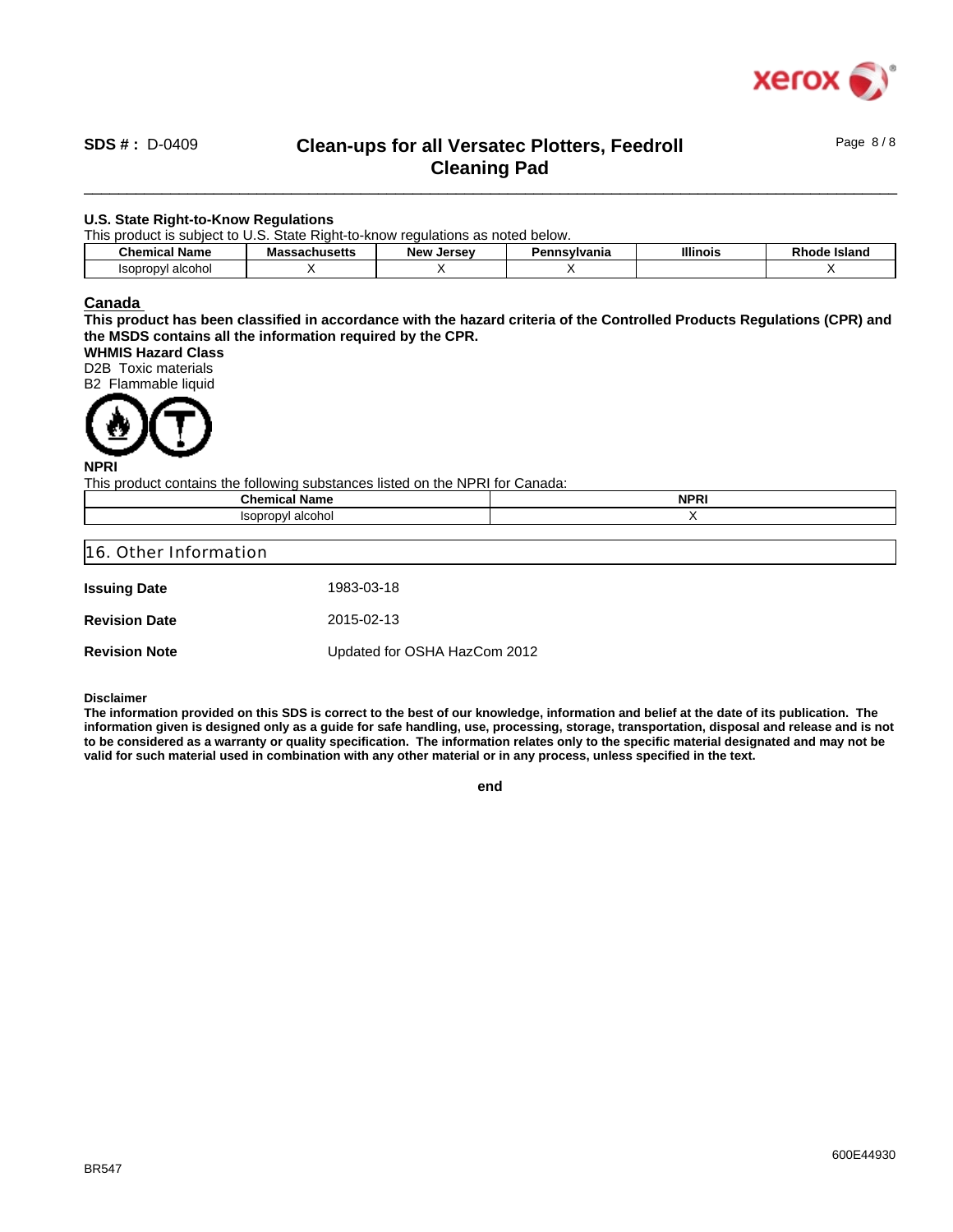### U.S. State Right-to-Know Regulations

This product is subject to U.S. State Right-to-know regulations as noted below.

| Chemical Name | Massachusetts | New Jersey | Pennsylvania | Illinois | Rhode Island |
|---|---|---|---|---|---|
| Isopropyl alcohol | X | X | X | | X |

### Canada

**This product has been classified in accordance with the hazard criteria of the Controlled Products Regulations (CPR) and the MSDS contains all the information required by the CPR.**

**WHMIS Hazard Class**

D2B Toxic materials
B2 Flammable liquid

**NPRI**

This product contains the following substances listed on the NPRI for Canada:

| Chemical Name | NPRI |
|---|---|
| Isopropyl alcohol | X |

## 16. Other Information

**Issuing Date** 1983-03-18

**Revision Date** 2015-02-13

**Revision Note** Updated for OSHA HazCom 2012

**Disclaimer**

**The information provided on this SDS is correct to the best of our knowledge, information and belief at the date of its publication. The information given is designed only as a guide for safe handling, use, processing, storage, transportation, disposal and release and is not to be considered as a warranty or quality specification. The information relates only to the specific material designated and may not be valid for such material used in combination with any other material or in any process, unless specified in the text.**

**end**